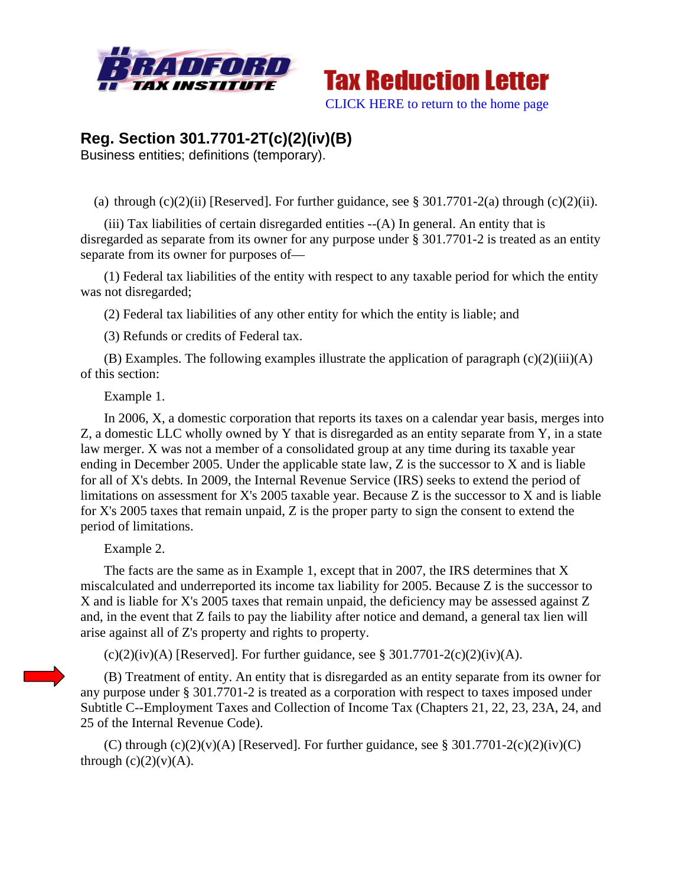Tax Reduction Letter

CLICK HERE to return to the home page

## Reg. Section 301.7701-2T(c)(2)(iv)(B)

Business entities; definitions (temporary).

(a) through (c)(2)(ii) [Reserved]. For further guidance, see § 301.7701-2(a) through (c)(2)(ii).

(iii) Tax liabilities of certain disregarded entities --(A) In general. An entity that is disregarded as separate from its owner for any purpose under § 301.7701-2 is treated as an entity separate from its owner for purposes of—

(1) Federal tax liabilities of the entity with respect to any taxable period for which the entity was not disregarded;

(2) Federal tax liabilities of any other entity for which the entity is liable; and

(3) Refunds or credits of Federal tax.

(B) Examples. The following examples illustrate the application of paragraph (c)(2)(iii)(A) of this section:

Example 1.

In 2006, X, a domestic corporation that reports its taxes on a calendar year basis, merges into Z, a domestic LLC wholly owned by Y that is disregarded as an entity separate from Y, in a state law merger. X was not a member of a consolidated group at any time during its taxable year ending in December 2005. Under the applicable state law, Z is the successor to X and is liable for all of X's debts. In 2009, the Internal Revenue Service (IRS) seeks to extend the period of limitations on assessment for X's 2005 taxable year. Because Z is the successor to X and is liable for X's 2005 taxes that remain unpaid, Z is the proper party to sign the consent to extend the period of limitations.

Example 2.

The facts are the same as in Example 1, except that in 2007, the IRS determines that X miscalculated and underreported its income tax liability for 2005. Because Z is the successor to X and is liable for X's 2005 taxes that remain unpaid, the deficiency may be assessed against Z and, in the event that Z fails to pay the liability after notice and demand, a general tax lien will arise against all of Z's property and rights to property.

(c)(2)(iv)(A) [Reserved]. For further guidance, see § 301.7701-2(c)(2)(iv)(A).

(B) Treatment of entity. An entity that is disregarded as an entity separate from its owner for any purpose under § 301.7701-2 is treated as a corporation with respect to taxes imposed under Subtitle C--Employment Taxes and Collection of Income Tax (Chapters 21, 22, 23, 23A, 24, and 25 of the Internal Revenue Code).

(C) through (c)(2)(v)(A) [Reserved]. For further guidance, see § 301.7701-2(c)(2)(iv)(C) through (c)(2)(v)(A).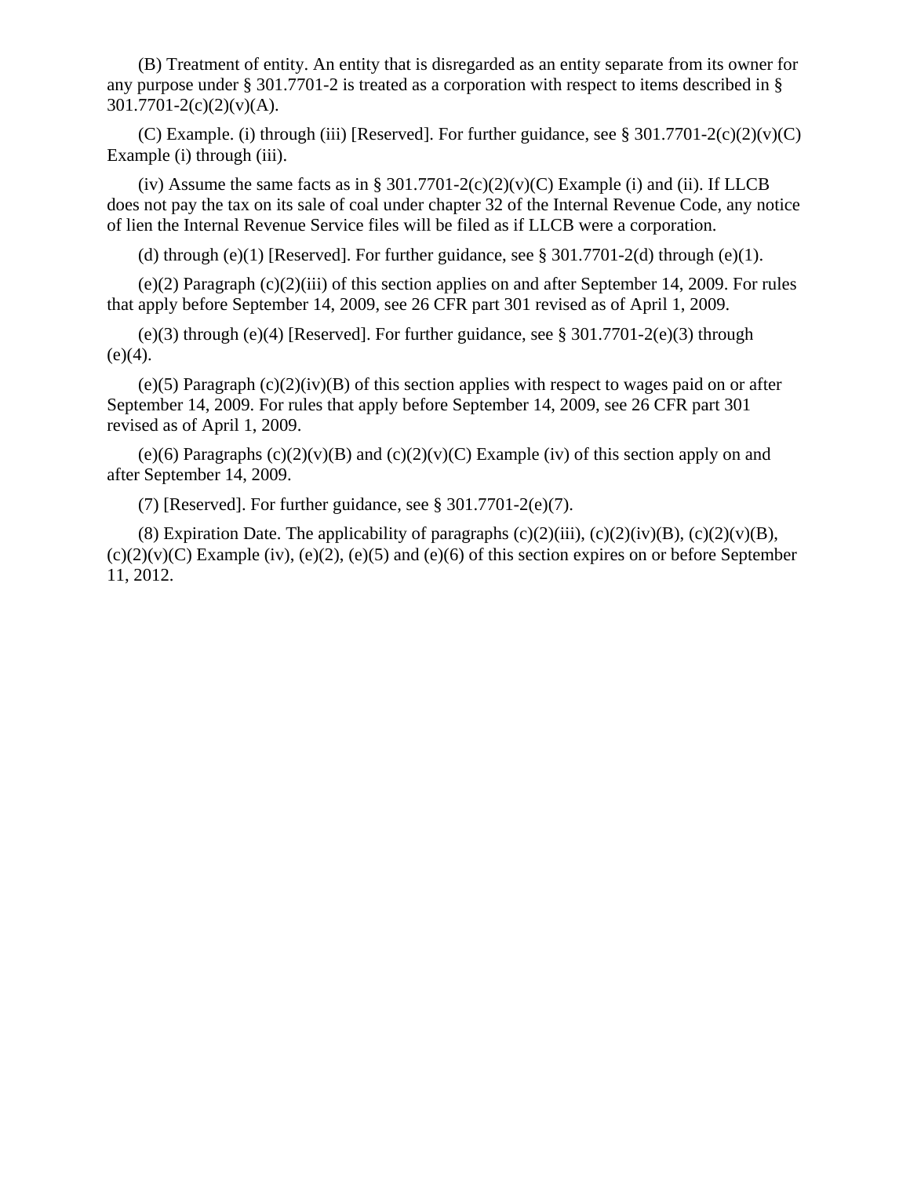(B) Treatment of entity. An entity that is disregarded as an entity separate from its owner for any purpose under § 301.7701-2 is treated as a corporation with respect to items described in § 301.7701-2(c)(2)(v)(A).

(C) Example. (i) through (iii) [Reserved]. For further guidance, see § 301.7701-2(c)(2)(v)(C) Example (i) through (iii).

(iv) Assume the same facts as in § 301.7701-2(c)(2)(v)(C) Example (i) and (ii). If LLCB does not pay the tax on its sale of coal under chapter 32 of the Internal Revenue Code, any notice of lien the Internal Revenue Service files will be filed as if LLCB were a corporation.

(d) through (e)(1) [Reserved]. For further guidance, see § 301.7701-2(d) through (e)(1).

(e)(2) Paragraph (c)(2)(iii) of this section applies on and after September 14, 2009. For rules that apply before September 14, 2009, see 26 CFR part 301 revised as of April 1, 2009.

(e)(3) through (e)(4) [Reserved]. For further guidance, see § 301.7701-2(e)(3) through (e)(4).

(e)(5) Paragraph (c)(2)(iv)(B) of this section applies with respect to wages paid on or after September 14, 2009. For rules that apply before September 14, 2009, see 26 CFR part 301 revised as of April 1, 2009.

(e)(6) Paragraphs (c)(2)(v)(B) and (c)(2)(v)(C) Example (iv) of this section apply on and after September 14, 2009.

(7) [Reserved]. For further guidance, see § 301.7701-2(e)(7).

(8) Expiration Date. The applicability of paragraphs (c)(2)(iii), (c)(2)(iv)(B), (c)(2)(v)(B), (c)(2)(v)(C) Example (iv), (e)(2), (e)(5) and (e)(6) of this section expires on or before September 11, 2012.